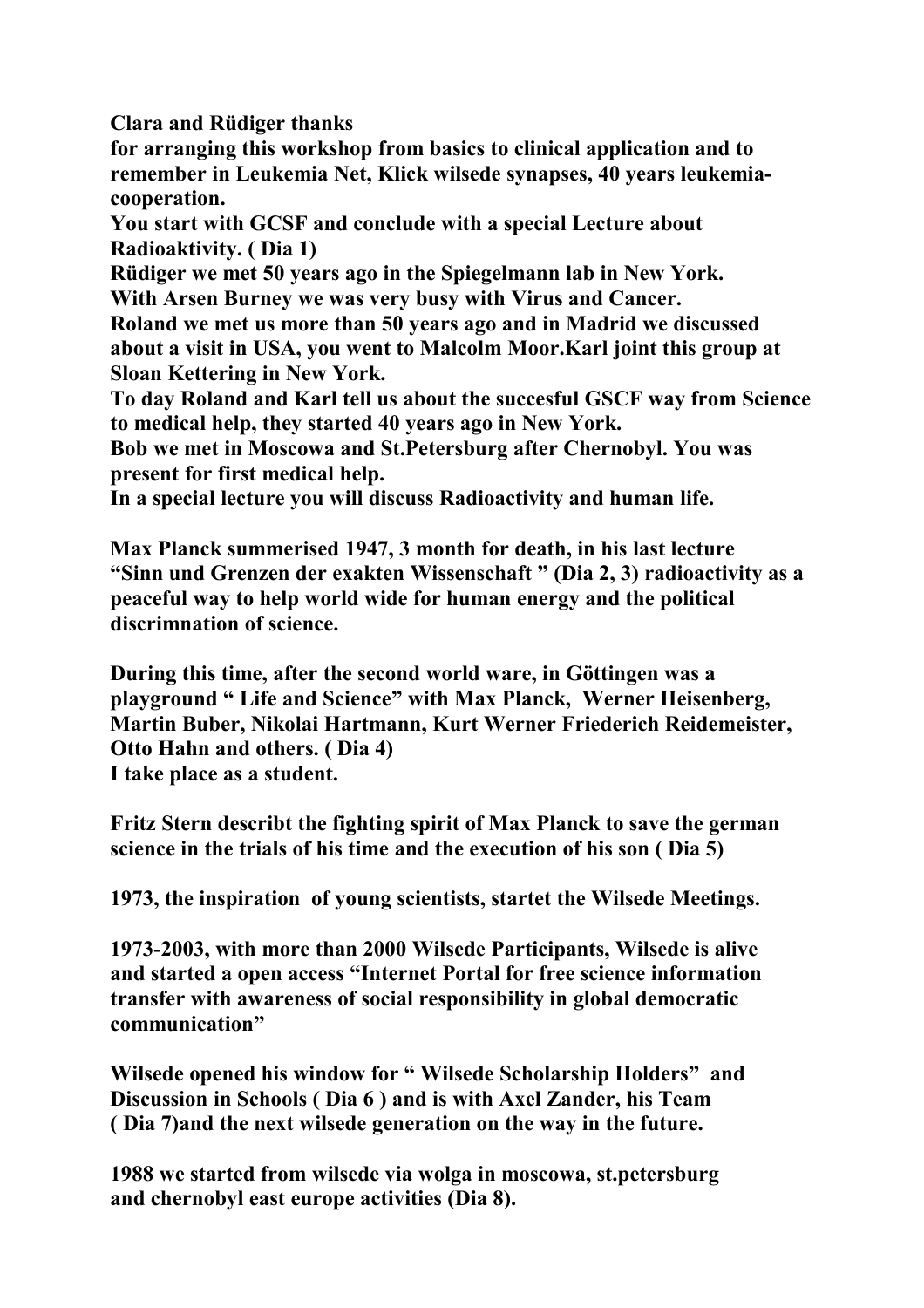**Clara and Rüdiger thanks**
**for arranging this workshop from basics to clinical application and to remember in Leukemia Net, Klick wilsede synapses, 40 years leukemia-cooperation.**
**You start with GCSF and conclude with a special Lecture about Radioaktivity. ( Dia 1)**
**Rüdiger we met 50 years ago in the Spiegelmann lab in New York.**
**With Arsen Burney we was very busy with Virus and Cancer.**
**Roland we met us more than 50 years ago and in Madrid we discussed about a visit in USA, you went to Malcolm Moor.Karl joint this group at Sloan Kettering in New York.**
**To day Roland and Karl tell us about the succesful GSCF way from Science to medical help, they started 40 years ago in New York.**
**Bob we met in Moscowa and St.Petersburg after Chernobyl. You was present for first medical help.**
**In a special lecture you will discuss Radioactivity and human life.**

**Max Planck summerised 1947, 3 month for death, in his last lecture "Sinn und Grenzen der exakten Wissenschaft " (Dia 2, 3) radioactivity as a peaceful way to help world wide for human energy and the political discrimnation of science.**

**During this time, after the second world ware, in Göttingen was a playground " Life and Science" with Max Planck, Werner Heisenberg, Martin Buber, Nikolai Hartmann, Kurt Werner Friederich Reidemeister, Otto Hahn and others. ( Dia 4)**
**I take place as a student.**

**Fritz Stern describt the fighting spirit of Max Planck to save the german science in the trials of his time and the execution of his son ( Dia 5)**

**1973, the inspiration of young scientists, startet the Wilsede Meetings.**

**1973-2003, with more than 2000 Wilsede Participants, Wilsede is alive and started a open access "Internet Portal for free science information transfer with awareness of social responsibility in global democratic communication"**

**Wilsede opened his window for " Wilsede Scholarship Holders" and Discussion in Schools ( Dia 6 ) and is with Axel Zander, his Team ( Dia 7)and the next wilsede generation on the way in the future.**

**1988 we started from wilsede via wolga in moscowa, st.petersburg and chernobyl east europe activities (Dia 8).**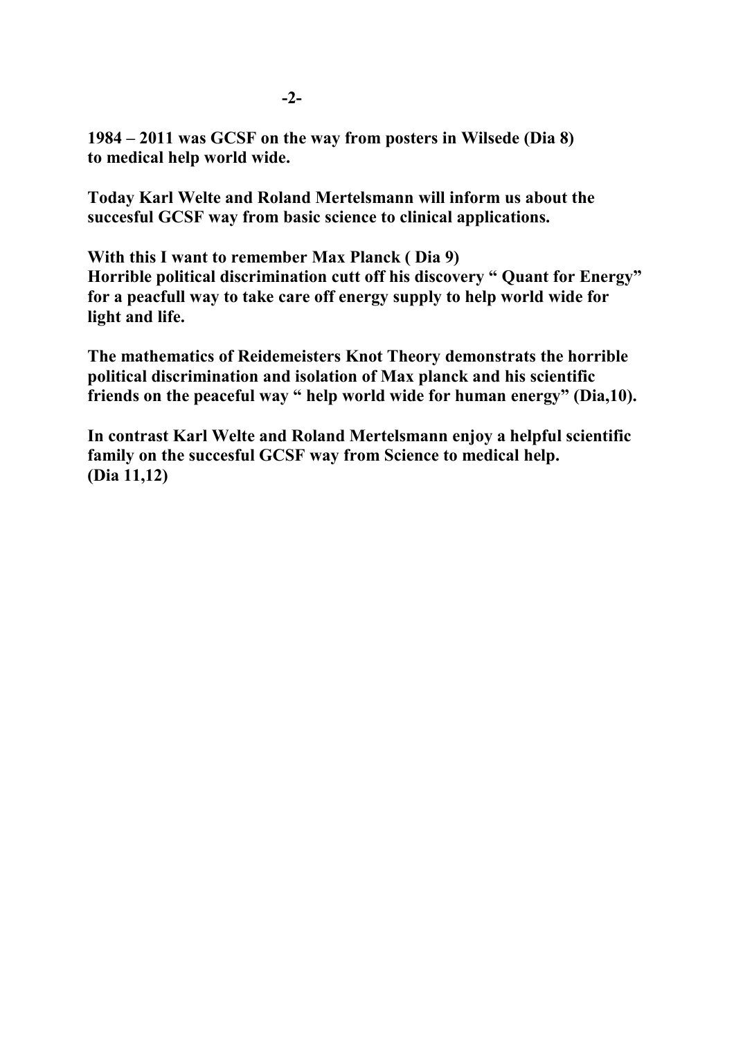**1984 – 2011 was GCSF on the way from posters in Wilsede (Dia 8) to medical help world wide.**

**Today Karl Welte and Roland Mertelsmann will inform us about the succesful GCSF way from basic science to clinical applications.**

**With this I want to remember Max Planck ( Dia 9)**
**Horrible political discrimination cutt off his discovery " Quant for Energy" for a peacfull way to take care off energy supply to help world wide for light and life.**

**The mathematics of Reidemeisters Knot Theory demonstrats the horrible political discrimination and isolation of Max planck and his scientific friends on the peaceful way " help world wide for human energy" (Dia,10).**

**In contrast Karl Welte and Roland Mertelsmann enjoy a helpful scientific family on the succesful GCSF way from Science to medical help. (Dia 11,12)**